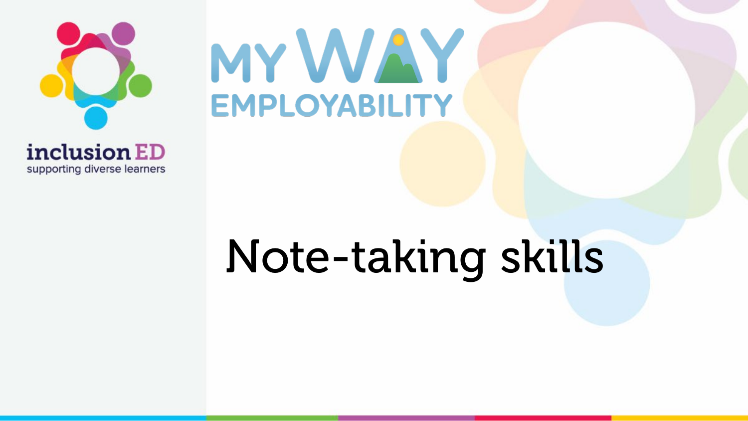inclusion ED
supporting diverse learners

MY WAY EMPLOYABILITY

# Note-taking skills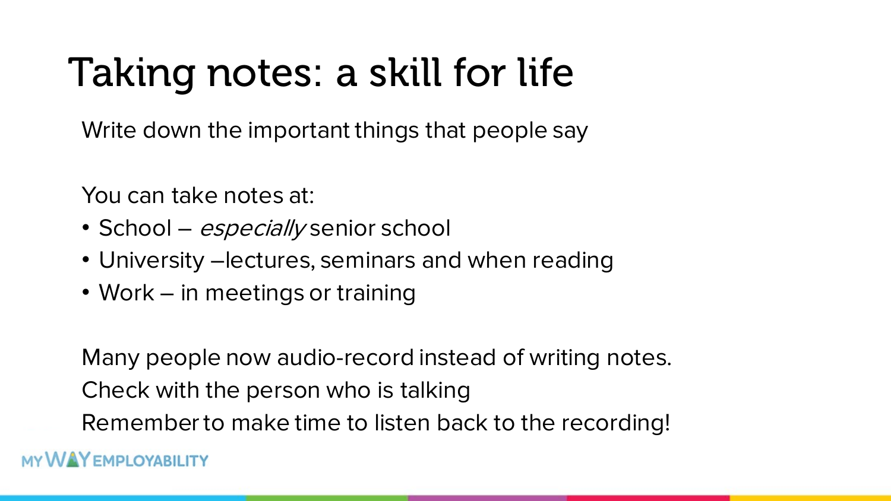# Taking notes: a skill for life

Write down the important things that people say

You can take notes at:

- School – *especially* senior school
- University –lectures, seminars and when reading
- Work – in meetings or training

Many people now audio-record instead of writing notes.
Check with the person who is talking
Remember to make time to listen back to the recording!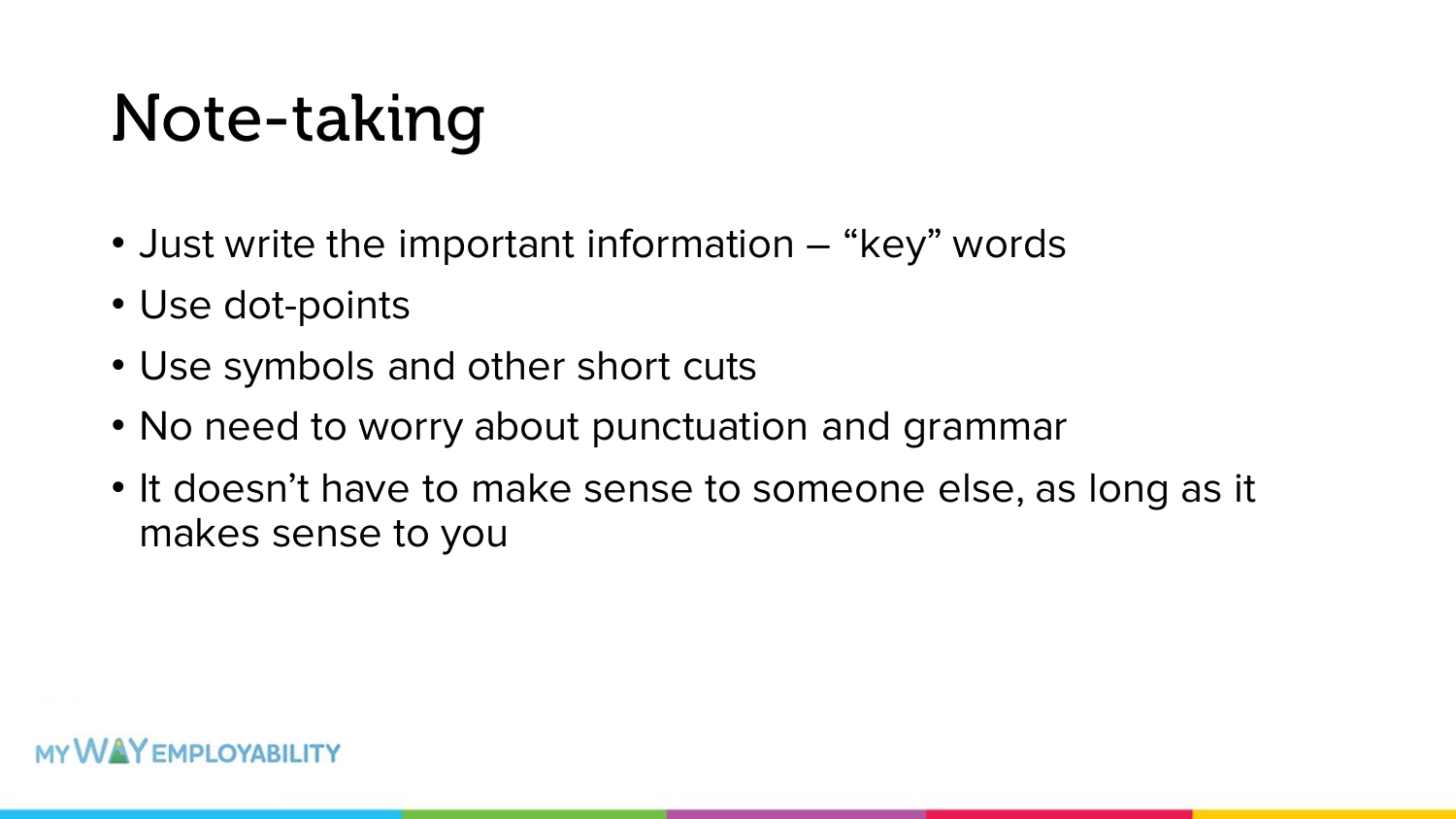# Note-taking

- Just write the important information – "key" words
- Use dot-points
- Use symbols and other short cuts
- No need to worry about punctuation and grammar
- It doesn't have to make sense to someone else, as long as it makes sense to you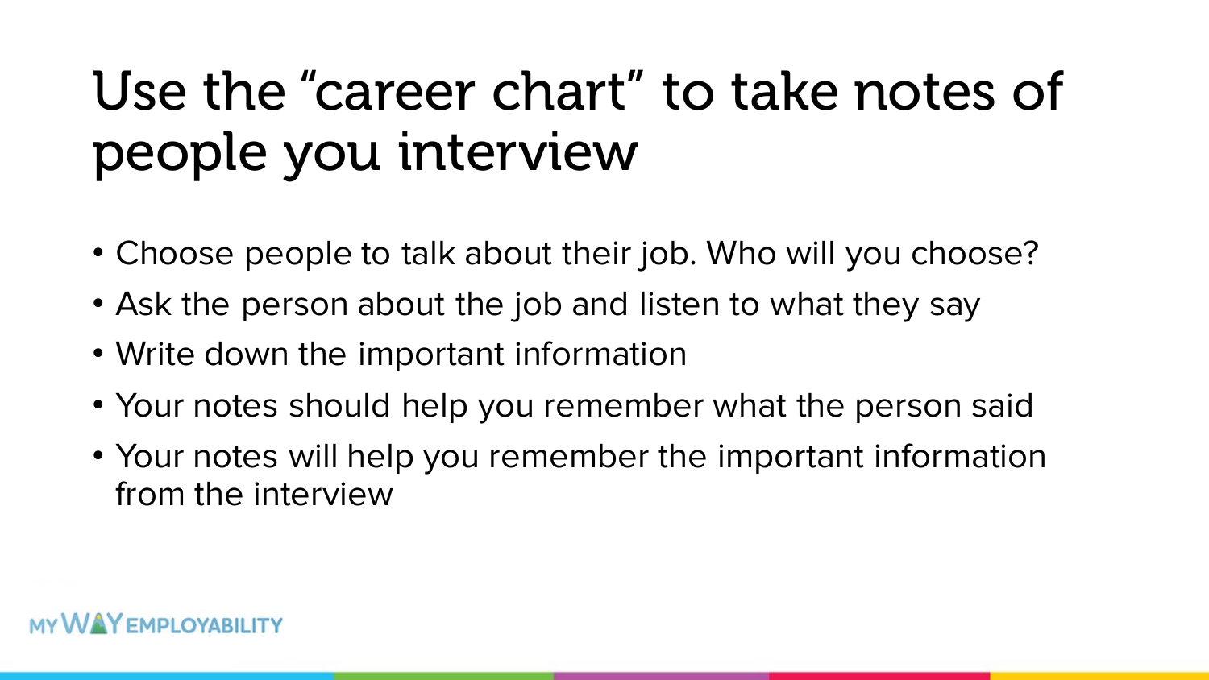# Use the “career chart” to take notes of people you interview

- Choose people to talk about their job. Who will you choose?
- Ask the person about the job and listen to what they say
- Write down the important information
- Your notes should help you remember what the person said
- Your notes will help you remember the important information from the interview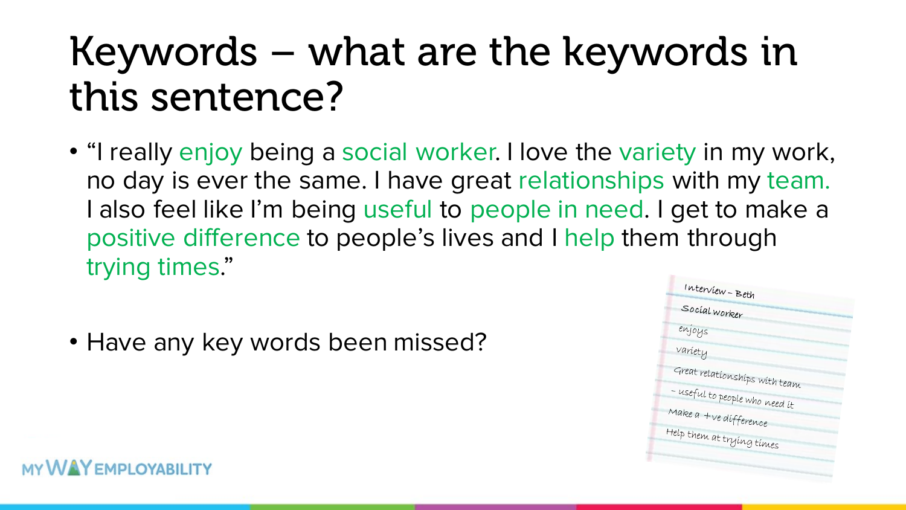# Keywords – what are the keywords in this sentence?

- "I really enjoy being a social worker. I love the variety in my work, no day is ever the same. I have great relationships with my team. I also feel like I'm being useful to people in need. I get to make a positive difference to people's lives and I help them through trying times."

- Have any key words been missed?

Interview – Beth
Social worker
enjoys
variety
Great relationships with team
– useful to people who need it
Make a +ve difference
Help them at trying times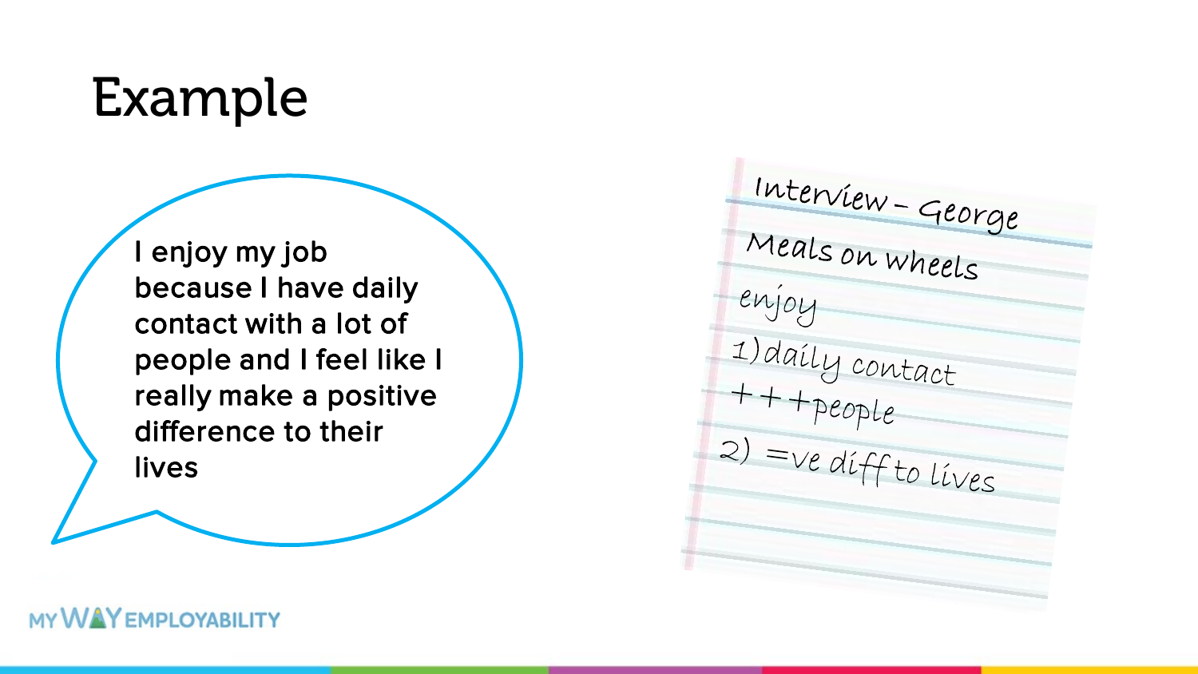# Example

I enjoy my job because I have daily contact with a lot of people and I feel like I really make a positive difference to their lives

Interview – George

Meals on wheels

enjoy

1) daily contact

+++people

2) =ve diff to lives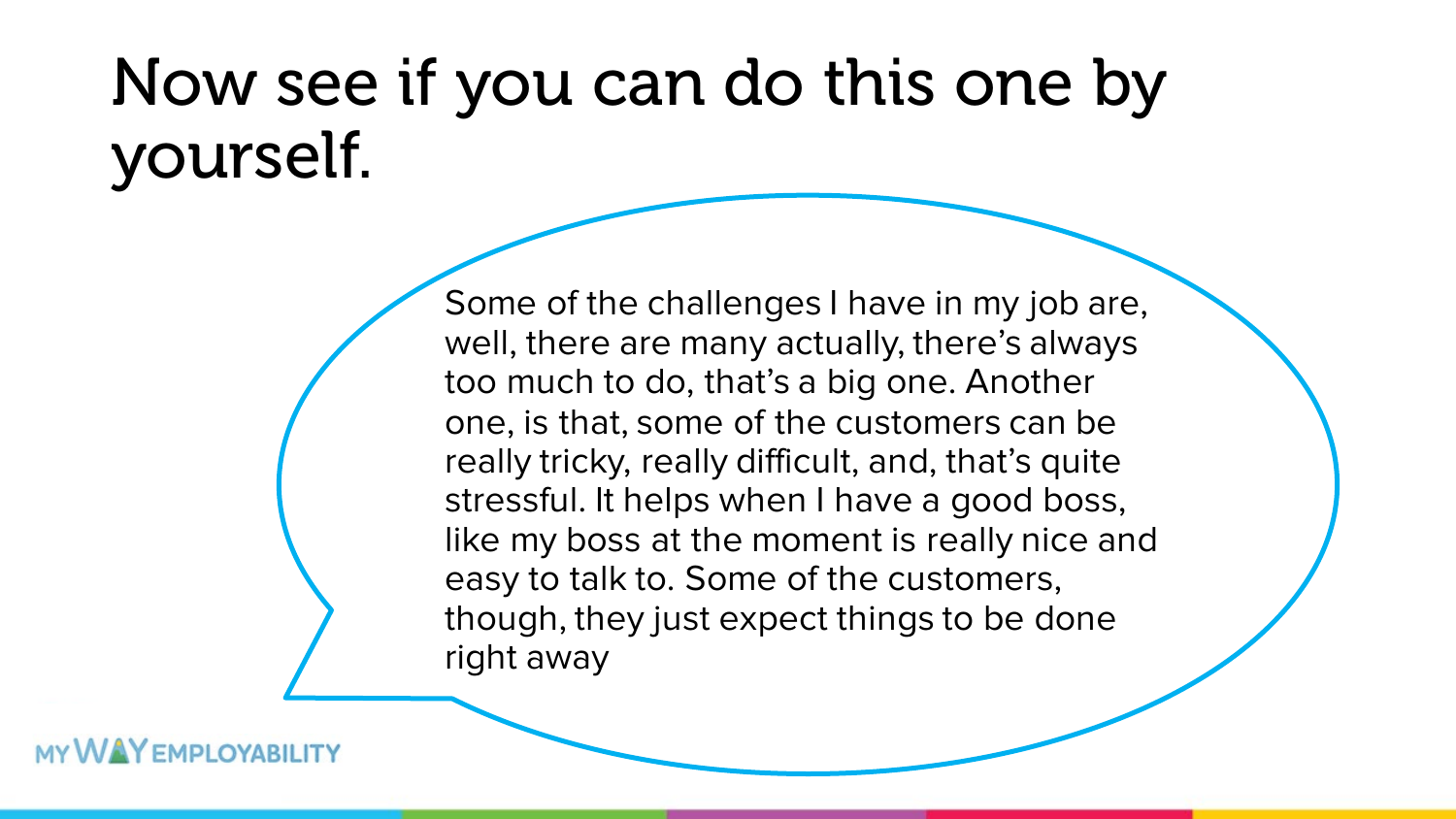# Now see if you can do this one by yourself.

Some of the challenges I have in my job are, well, there are many actually, there's always too much to do, that's a big one. Another one, is that, some of the customers can be really tricky, really difficult, and, that's quite stressful. It helps when I have a good boss, like my boss at the moment is really nice and easy to talk to. Some of the customers, though, they just expect things to be done right away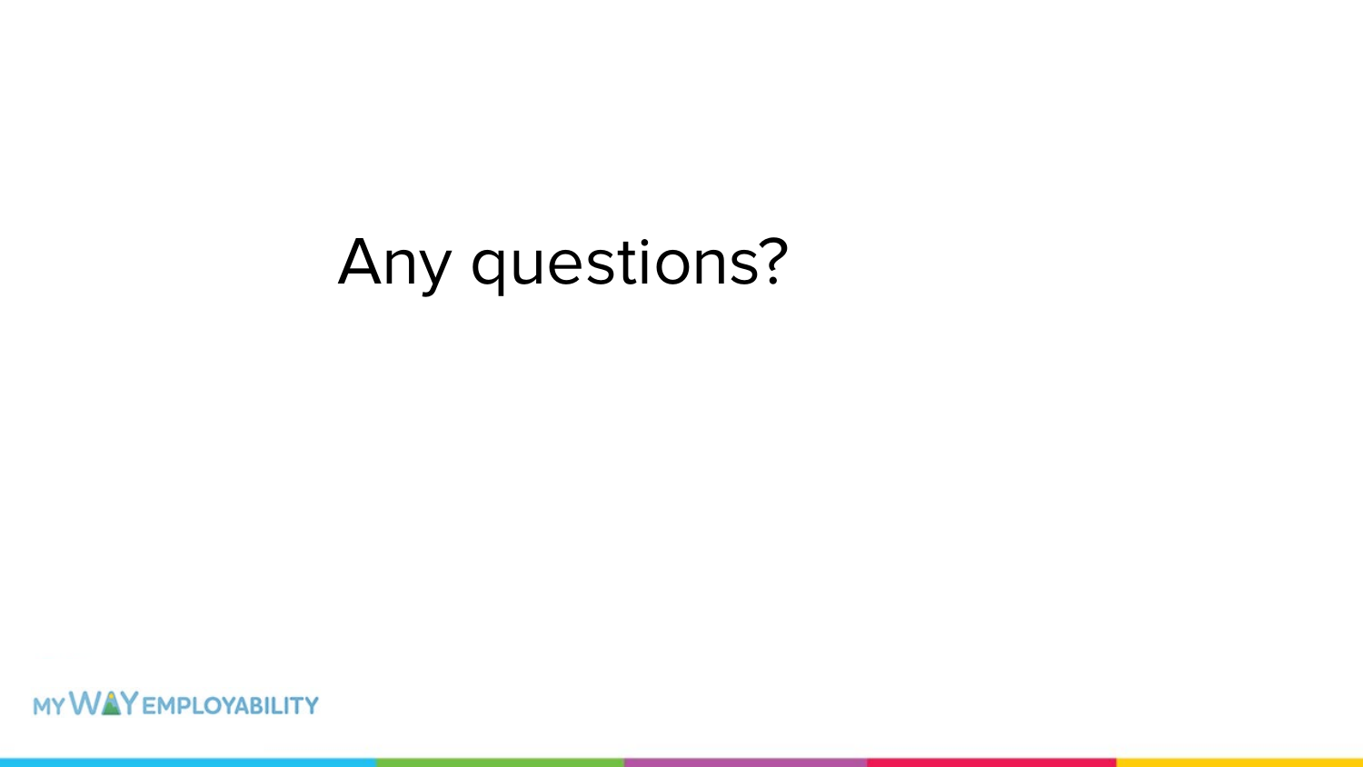# Any questions?

MY WAY EMPLOYABILITY